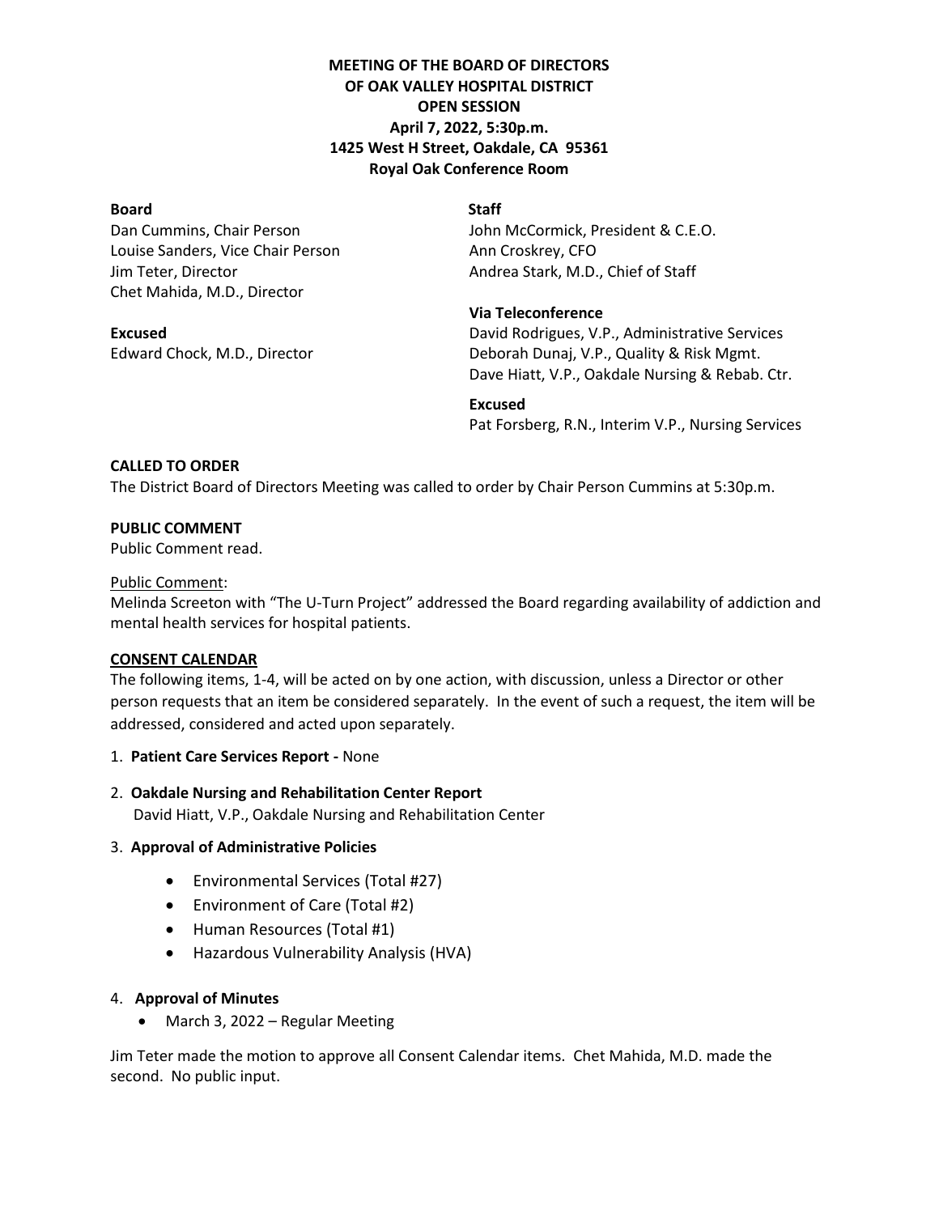**MEETING OF THE BOARD OF DIRECTORS**
**OF OAK VALLEY HOSPITAL DISTRICT**
**OPEN SESSION**
**April 7, 2022, 5:30p.m.**
**1425 West H Street, Oakdale, CA 95361**
**Royal Oak Conference Room**

**Board**
Dan Cummins, Chair Person
Louise Sanders, Vice Chair Person
Jim Teter, Director
Chet Mahida, M.D., Director

**Excused**
Edward Chock, M.D., Director

**Staff**
John McCormick, President & C.E.O.
Ann Croskrey, CFO
Andrea Stark, M.D., Chief of Staff

**Via Teleconference**
David Rodrigues, V.P., Administrative Services
Deborah Dunaj, V.P., Quality & Risk Mgmt.
Dave Hiatt, V.P., Oakdale Nursing & Rebab. Ctr.

**Excused**
Pat Forsberg, R.N., Interim V.P., Nursing Services

**CALLED TO ORDER**
The District Board of Directors Meeting was called to order by Chair Person Cummins at 5:30p.m.

**PUBLIC COMMENT**
Public Comment read.

Public Comment:
Melinda Screeton with "The U-Turn Project" addressed the Board regarding availability of addiction and mental health services for hospital patients.

**CONSENT CALENDAR**
The following items, 1-4, will be acted on by one action, with discussion, unless a Director or other person requests that an item be considered separately. In the event of such a request, the item will be addressed, considered and acted upon separately.

1. **Patient Care Services Report -** None
2. **Oakdale Nursing and Rehabilitation Center Report**
   David Hiatt, V.P., Oakdale Nursing and Rehabilitation Center
3. **Approval of Administrative Policies**
   - Environmental Services (Total #27)
   - Environment of Care (Total #2)
   - Human Resources (Total #1)
   - Hazardous Vulnerability Analysis (HVA)
4. **Approval of Minutes**
   - March 3, 2022 – Regular Meeting

Jim Teter made the motion to approve all Consent Calendar items. Chet Mahida, M.D. made the second. No public input.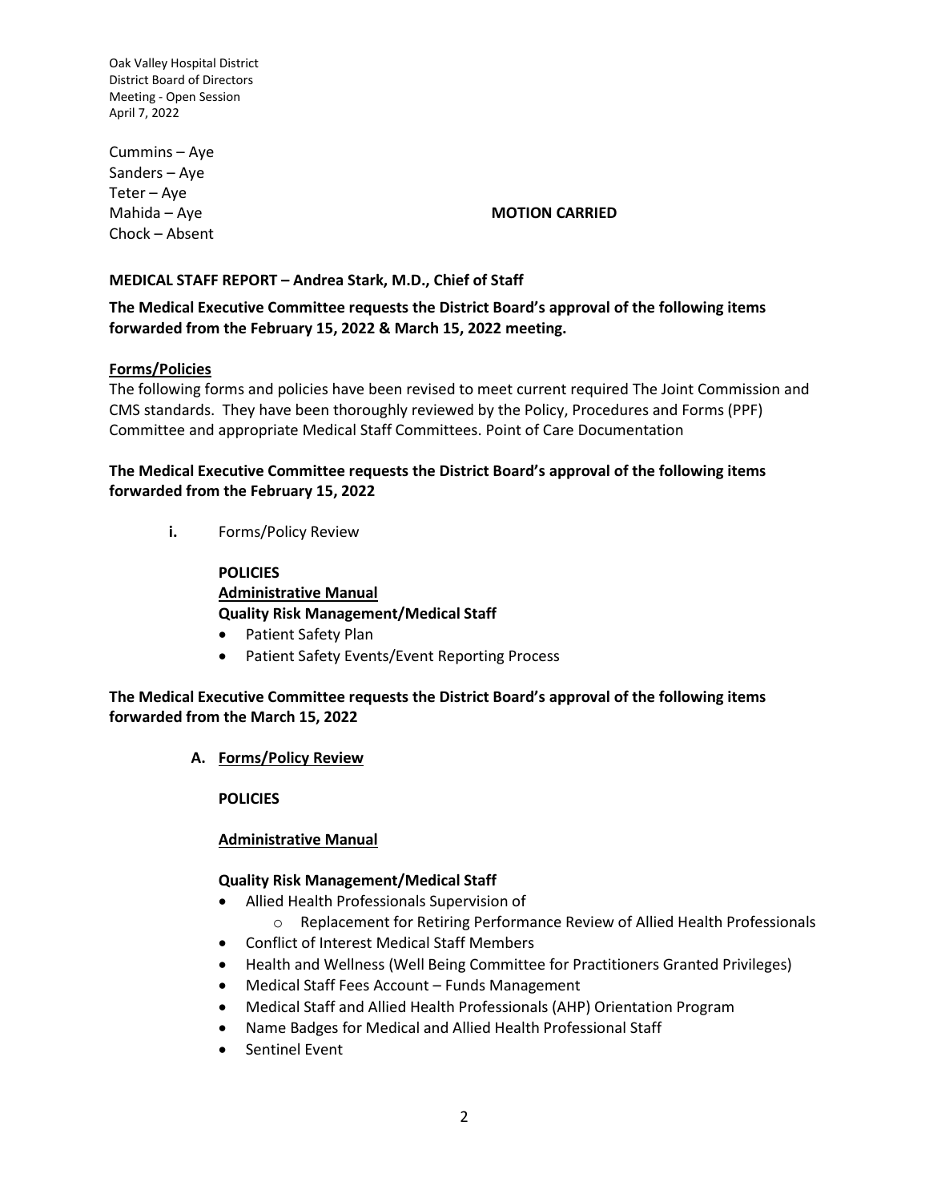Cummins – Aye
Sanders – Aye
Teter – Aye
Mahida – Aye
Chock – Absent

**MOTION CARRIED**

**MEDICAL STAFF REPORT – Andrea Stark, M.D., Chief of Staff**

**The Medical Executive Committee requests the District Board's approval of the following items forwarded from the February 15, 2022 & March 15, 2022 meeting.**

**Forms/Policies**

The following forms and policies have been revised to meet current required The Joint Commission and CMS standards. They have been thoroughly reviewed by the Policy, Procedures and Forms (PPF) Committee and appropriate Medical Staff Committees. Point of Care Documentation

**The Medical Executive Committee requests the District Board's approval of the following items forwarded from the February 15, 2022**

**i.** Forms/Policy Review

**POLICIES**
**Administrative Manual**
**Quality Risk Management/Medical Staff**

- Patient Safety Plan
- Patient Safety Events/Event Reporting Process

**The Medical Executive Committee requests the District Board's approval of the following items forwarded from the March 15, 2022**

**A. Forms/Policy Review**

**POLICIES**

**Administrative Manual**

**Quality Risk Management/Medical Staff**

- Allied Health Professionals Supervision of
  - Replacement for Retiring Performance Review of Allied Health Professionals
- Conflict of Interest Medical Staff Members
- Health and Wellness (Well Being Committee for Practitioners Granted Privileges)
- Medical Staff Fees Account – Funds Management
- Medical Staff and Allied Health Professionals (AHP) Orientation Program
- Name Badges for Medical and Allied Health Professional Staff
- Sentinel Event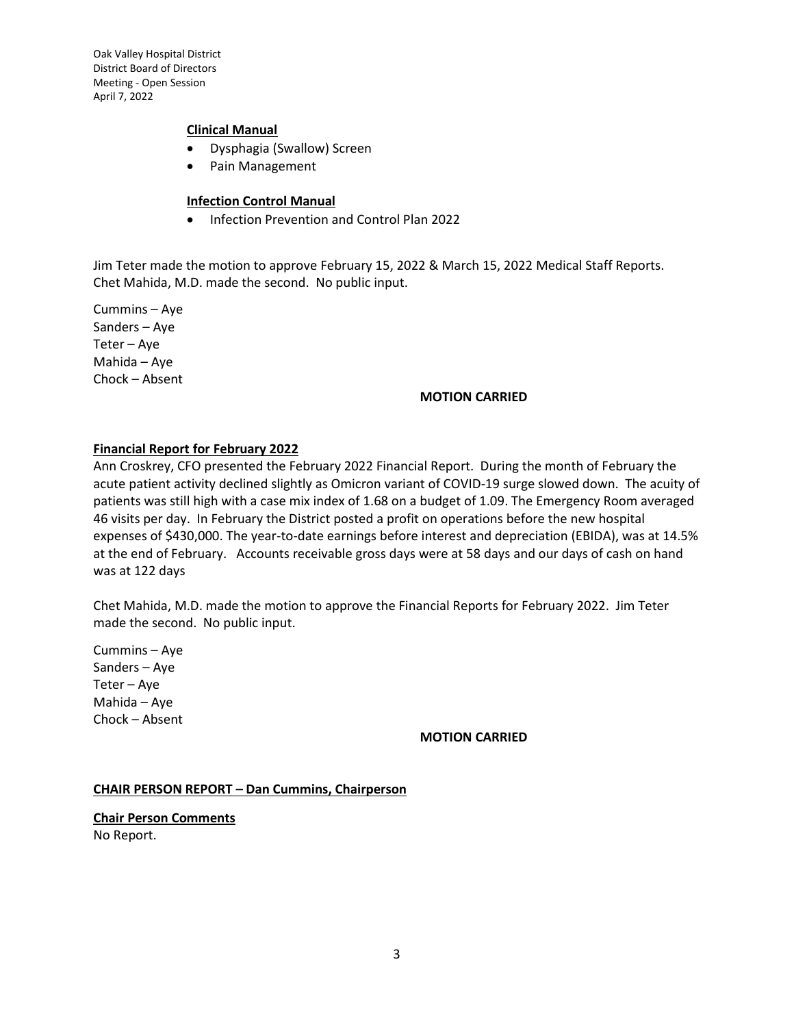**Clinical Manual**

- Dysphagia (Swallow) Screen
- Pain Management

**Infection Control Manual**

- Infection Prevention and Control Plan 2022

Jim Teter made the motion to approve February 15, 2022 & March 15, 2022 Medical Staff Reports. Chet Mahida, M.D. made the second. No public input.

Cummins – Aye
Sanders – Aye
Teter – Aye
Mahida – Aye
Chock – Absent

**MOTION CARRIED**

**Financial Report for February 2022**

Ann Croskrey, CFO presented the February 2022 Financial Report. During the month of February the acute patient activity declined slightly as Omicron variant of COVID-19 surge slowed down. The acuity of patients was still high with a case mix index of 1.68 on a budget of 1.09. The Emergency Room averaged 46 visits per day. In February the District posted a profit on operations before the new hospital expenses of $430,000. The year-to-date earnings before interest and depreciation (EBIDA), was at 14.5% at the end of February. Accounts receivable gross days were at 58 days and our days of cash on hand was at 122 days

Chet Mahida, M.D. made the motion to approve the Financial Reports for February 2022. Jim Teter made the second. No public input.

Cummins – Aye
Sanders – Aye
Teter – Aye
Mahida – Aye
Chock – Absent

**MOTION CARRIED**

**CHAIR PERSON REPORT – Dan Cummins, Chairperson**

**Chair Person Comments**

No Report.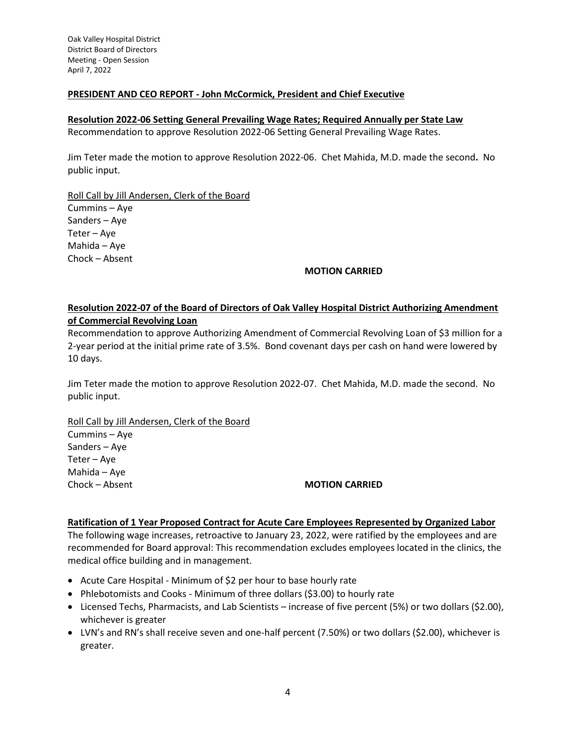**PRESIDENT AND CEO REPORT - John McCormick, President and Chief Executive**

**Resolution 2022-06 Setting General Prevailing Wage Rates; Required Annually per State Law**

Recommendation to approve Resolution 2022-06 Setting General Prevailing Wage Rates.

Jim Teter made the motion to approve Resolution 2022-06. Chet Mahida, M.D. made the second**.** No public input.

Roll Call by Jill Andersen, Clerk of the Board

Cummins – Aye
Sanders – Aye
Teter – Aye
Mahida – Aye
Chock – Absent

**MOTION CARRIED**

**Resolution 2022-07 of the Board of Directors of Oak Valley Hospital District Authorizing Amendment of Commercial Revolving Loan**

Recommendation to approve Authorizing Amendment of Commercial Revolving Loan of $3 million for a 2-year period at the initial prime rate of 3.5%. Bond covenant days per cash on hand were lowered by 10 days.

Jim Teter made the motion to approve Resolution 2022-07. Chet Mahida, M.D. made the second. No public input.

Roll Call by Jill Andersen, Clerk of the Board

Cummins – Aye
Sanders – Aye
Teter – Aye
Mahida – Aye
Chock – Absent

**MOTION CARRIED**

**Ratification of 1 Year Proposed Contract for Acute Care Employees Represented by Organized Labor**

The following wage increases, retroactive to January 23, 2022, were ratified by the employees and are recommended for Board approval: This recommendation excludes employees located in the clinics, the medical office building and in management.

- Acute Care Hospital - Minimum of $2 per hour to base hourly rate
- Phlebotomists and Cooks - Minimum of three dollars ($3.00) to hourly rate
- Licensed Techs, Pharmacists, and Lab Scientists – increase of five percent (5%) or two dollars ($2.00), whichever is greater
- LVN's and RN's shall receive seven and one-half percent (7.50%) or two dollars ($2.00), whichever is greater.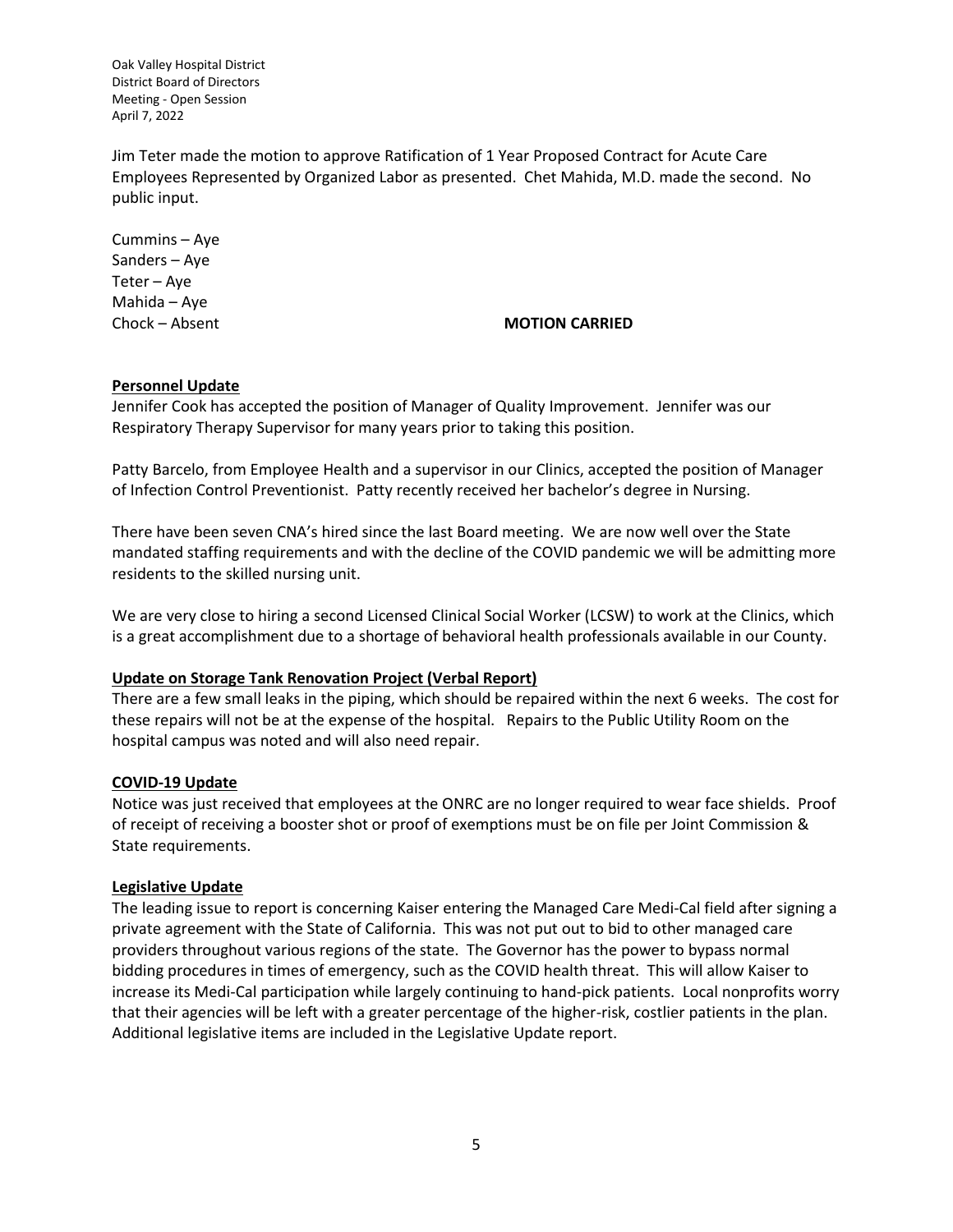Jim Teter made the motion to approve Ratification of 1 Year Proposed Contract for Acute Care Employees Represented by Organized Labor as presented. Chet Mahida, M.D. made the second. No public input.

Cummins – Aye
Sanders – Aye
Teter – Aye
Mahida – Aye
Chock – Absent **MOTION CARRIED**

**Personnel Update**

Jennifer Cook has accepted the position of Manager of Quality Improvement. Jennifer was our Respiratory Therapy Supervisor for many years prior to taking this position.

Patty Barcelo, from Employee Health and a supervisor in our Clinics, accepted the position of Manager of Infection Control Preventionist. Patty recently received her bachelor's degree in Nursing.

There have been seven CNA's hired since the last Board meeting. We are now well over the State mandated staffing requirements and with the decline of the COVID pandemic we will be admitting more residents to the skilled nursing unit.

We are very close to hiring a second Licensed Clinical Social Worker (LCSW) to work at the Clinics, which is a great accomplishment due to a shortage of behavioral health professionals available in our County.

**Update on Storage Tank Renovation Project (Verbal Report)**

There are a few small leaks in the piping, which should be repaired within the next 6 weeks. The cost for these repairs will not be at the expense of the hospital. Repairs to the Public Utility Room on the hospital campus was noted and will also need repair.

**COVID-19 Update**

Notice was just received that employees at the ONRC are no longer required to wear face shields. Proof of receipt of receiving a booster shot or proof of exemptions must be on file per Joint Commission & State requirements.

**Legislative Update**

The leading issue to report is concerning Kaiser entering the Managed Care Medi-Cal field after signing a private agreement with the State of California. This was not put out to bid to other managed care providers throughout various regions of the state. The Governor has the power to bypass normal bidding procedures in times of emergency, such as the COVID health threat. This will allow Kaiser to increase its Medi-Cal participation while largely continuing to hand-pick patients. Local nonprofits worry that their agencies will be left with a greater percentage of the higher-risk, costlier patients in the plan. Additional legislative items are included in the Legislative Update report.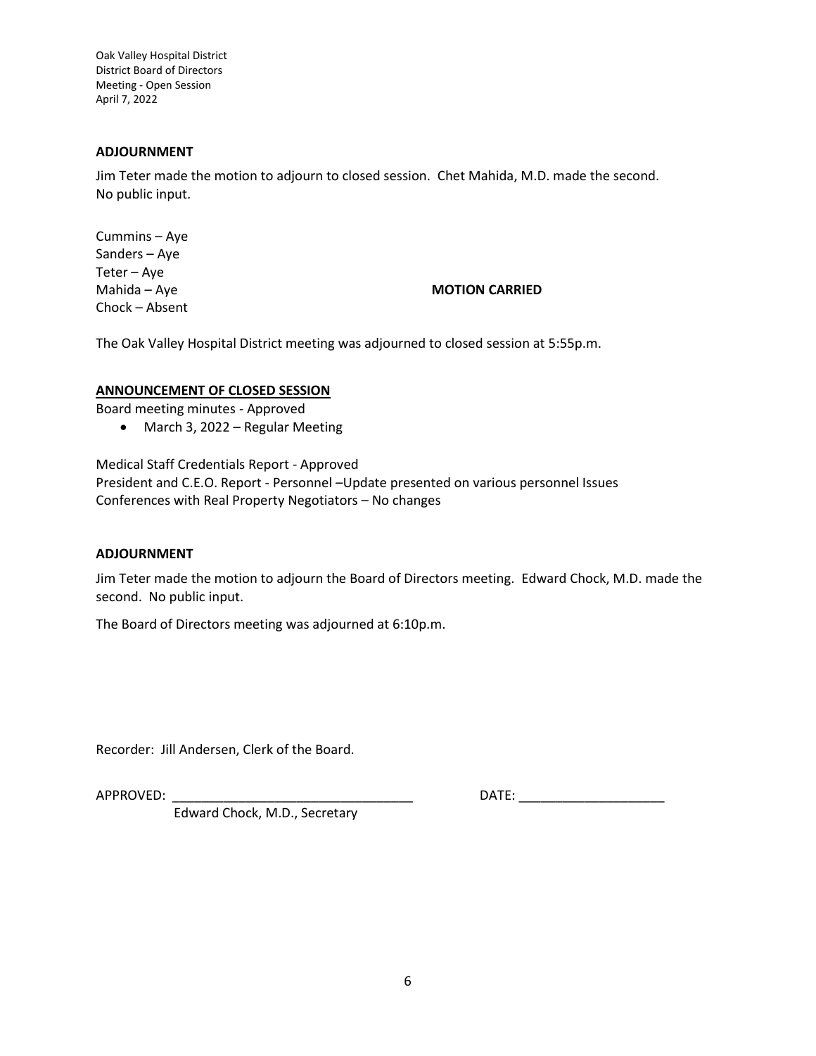**ADJOURNMENT**

Jim Teter made the motion to adjourn to closed session. Chet Mahida, M.D. made the second. No public input.

Cummins – Aye
Sanders – Aye
Teter – Aye
Mahida – Aye
Chock – Absent

**MOTION CARRIED**

The Oak Valley Hospital District meeting was adjourned to closed session at 5:55p.m.

**ANNOUNCEMENT OF CLOSED SESSION**

Board meeting minutes - Approved

- March 3, 2022 – Regular Meeting

Medical Staff Credentials Report - Approved
President and C.E.O. Report - Personnel –Update presented on various personnel Issues
Conferences with Real Property Negotiators – No changes

**ADJOURNMENT**

Jim Teter made the motion to adjourn the Board of Directors meeting. Edward Chock, M.D. made the second. No public input.

The Board of Directors meeting was adjourned at 6:10p.m.

Recorder: Jill Andersen, Clerk of the Board.

APPROVED: ________________________________ DATE: ____________________
Edward Chock, M.D., Secretary